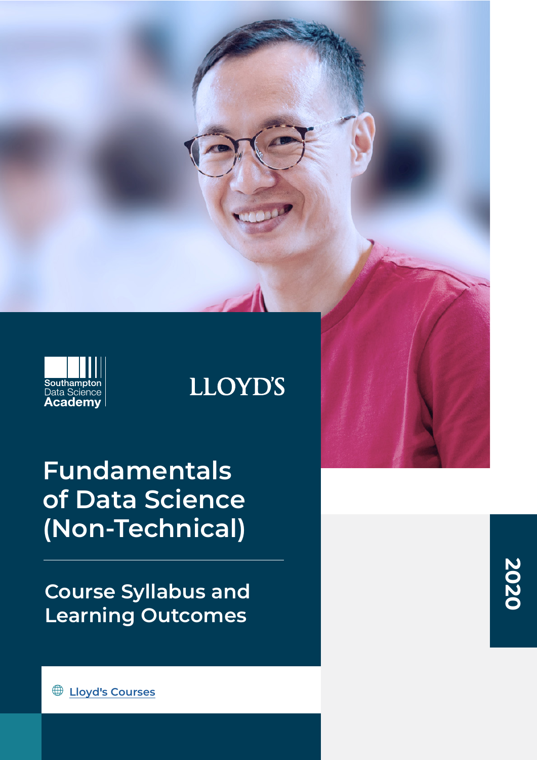Southampton Data Science Academy

LLOYD'S

# Fundamentals of Data Science (Non-Technical)

## Course Syllabus and Learning Outcomes

Lloyd's Courses

2020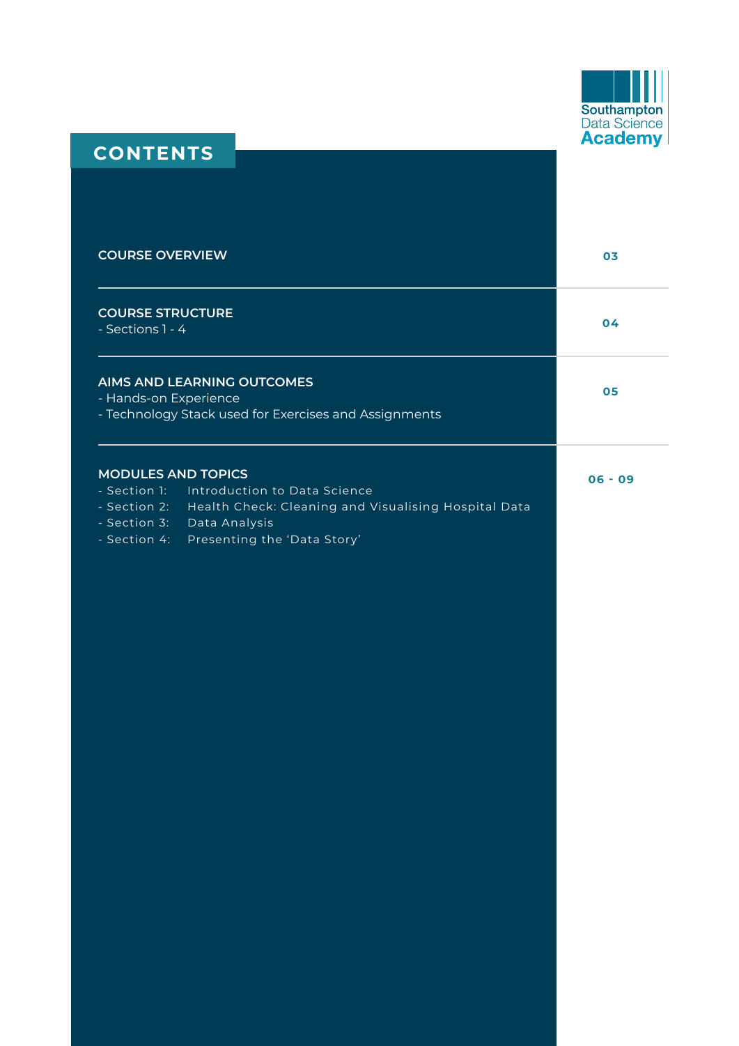Southampton Data Science Academy

# CONTENTS

| | |
|---|---|
| **COURSE OVERVIEW** | 03 |
| **COURSE STRUCTURE**<br>- Sections 1 - 4 | 04 |
| **AIMS AND LEARNING OUTCOMES**<br>- Hands-on Experience<br>- Technology Stack used for Exercises and Assignments | 05 |
| **MODULES AND TOPICS**<br>- Section 1: Introduction to Data Science<br>- Section 2: Health Check: Cleaning and Visualising Hospital Data<br>- Section 3: Data Analysis<br>- Section 4: Presenting the 'Data Story' | 06 - 09 |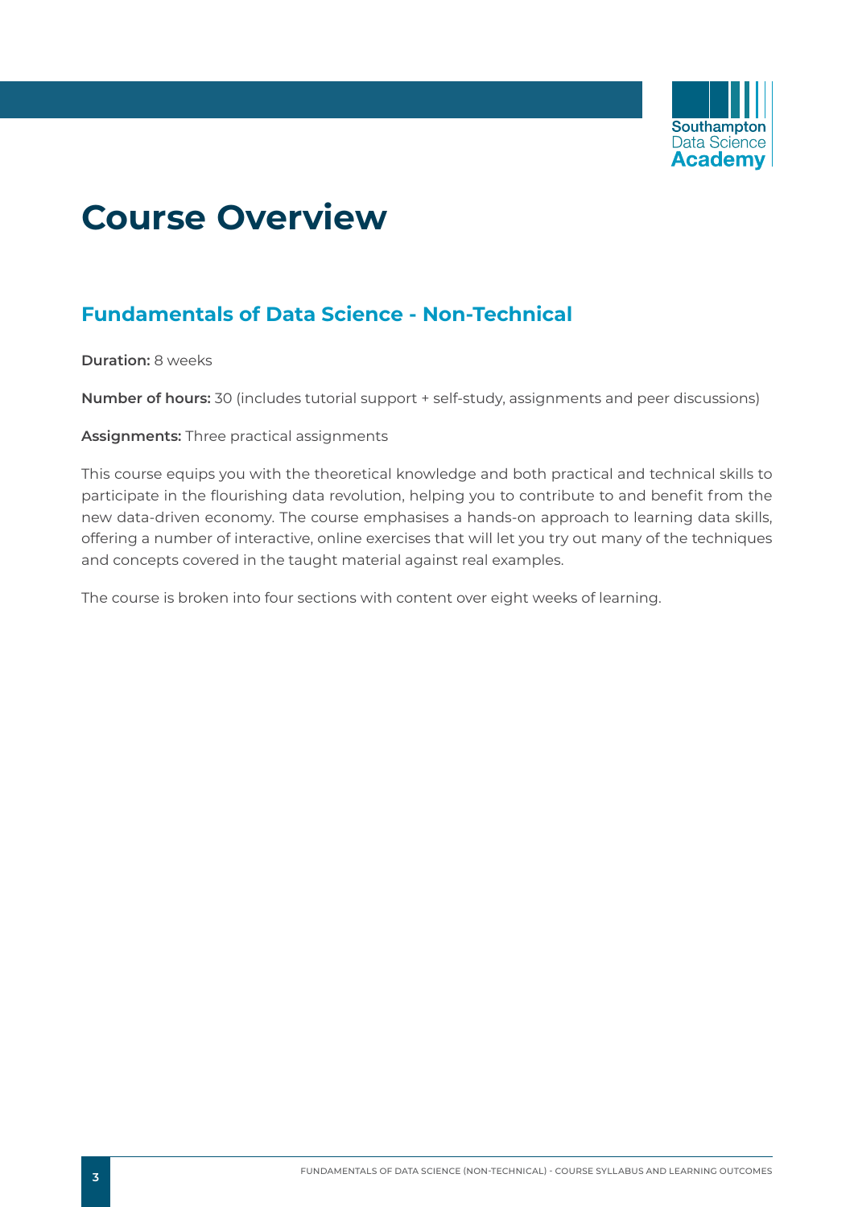# Course Overview

## Fundamentals of Data Science - Non-Technical

**Duration:** 8 weeks

**Number of hours:** 30 (includes tutorial support + self-study, assignments and peer discussions)

**Assignments:** Three practical assignments

This course equips you with the theoretical knowledge and both practical and technical skills to participate in the flourishing data revolution, helping you to contribute to and benefit from the new data-driven economy. The course emphasises a hands-on approach to learning data skills, offering a number of interactive, online exercises that will let you try out many of the techniques and concepts covered in the taught material against real examples.

The course is broken into four sections with content over eight weeks of learning.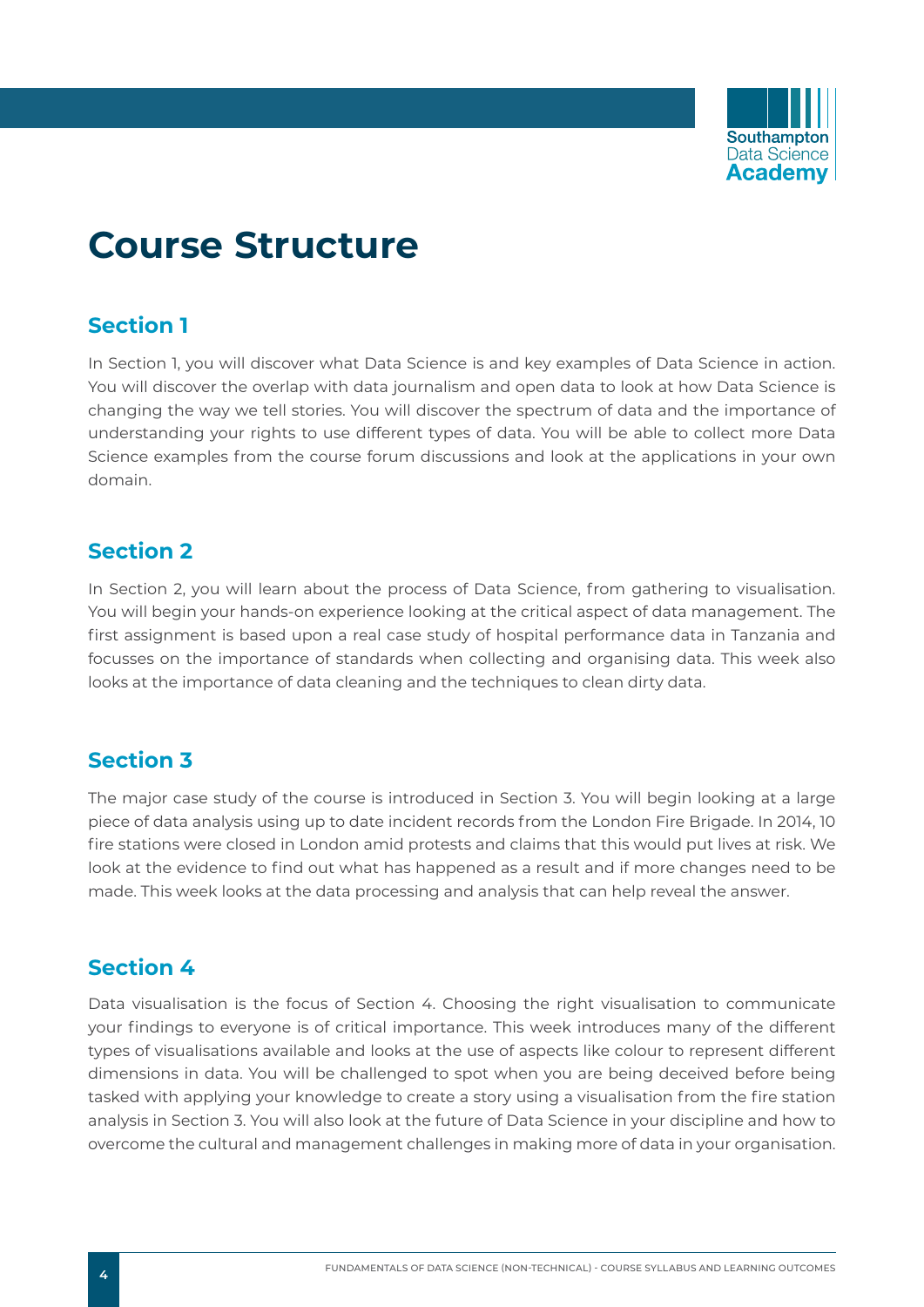# Course Structure

## Section 1

In Section 1, you will discover what Data Science is and key examples of Data Science in action. You will discover the overlap with data journalism and open data to look at how Data Science is changing the way we tell stories. You will discover the spectrum of data and the importance of understanding your rights to use different types of data. You will be able to collect more Data Science examples from the course forum discussions and look at the applications in your own domain.

## Section 2

In Section 2, you will learn about the process of Data Science, from gathering to visualisation. You will begin your hands-on experience looking at the critical aspect of data management. The first assignment is based upon a real case study of hospital performance data in Tanzania and focusses on the importance of standards when collecting and organising data. This week also looks at the importance of data cleaning and the techniques to clean dirty data.

## Section 3

The major case study of the course is introduced in Section 3. You will begin looking at a large piece of data analysis using up to date incident records from the London Fire Brigade. In 2014, 10 fire stations were closed in London amid protests and claims that this would put lives at risk. We look at the evidence to find out what has happened as a result and if more changes need to be made. This week looks at the data processing and analysis that can help reveal the answer.

## Section 4

Data visualisation is the focus of Section 4. Choosing the right visualisation to communicate your findings to everyone is of critical importance. This week introduces many of the different types of visualisations available and looks at the use of aspects like colour to represent different dimensions in data. You will be challenged to spot when you are being deceived before being tasked with applying your knowledge to create a story using a visualisation from the fire station analysis in Section 3. You will also look at the future of Data Science in your discipline and how to overcome the cultural and management challenges in making more of data in your organisation.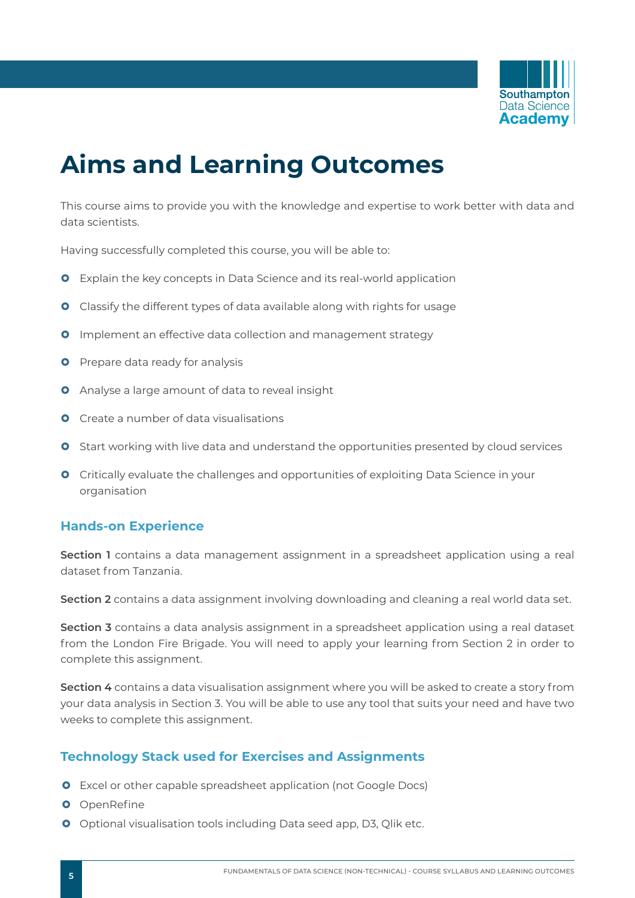# Aims and Learning Outcomes

This course aims to provide you with the knowledge and expertise to work better with data and data scientists.

Having successfully completed this course, you will be able to:

- Explain the key concepts in Data Science and its real-world application
- Classify the different types of data available along with rights for usage
- Implement an effective data collection and management strategy
- Prepare data ready for analysis
- Analyse a large amount of data to reveal insight
- Create a number of data visualisations
- Start working with live data and understand the opportunities presented by cloud services
- Critically evaluate the challenges and opportunities of exploiting Data Science in your organisation

## Hands-on Experience

**Section 1** contains a data management assignment in a spreadsheet application using a real dataset from Tanzania.

**Section 2** contains a data assignment involving downloading and cleaning a real world data set.

**Section 3** contains a data analysis assignment in a spreadsheet application using a real dataset from the London Fire Brigade. You will need to apply your learning from Section 2 in order to complete this assignment.

**Section 4** contains a data visualisation assignment where you will be asked to create a story from your data analysis in Section 3. You will be able to use any tool that suits your need and have two weeks to complete this assignment.

## Technology Stack used for Exercises and Assignments

- Excel or other capable spreadsheet application (not Google Docs)
- OpenRefine
- Optional visualisation tools including Data seed app, D3, Qlik etc.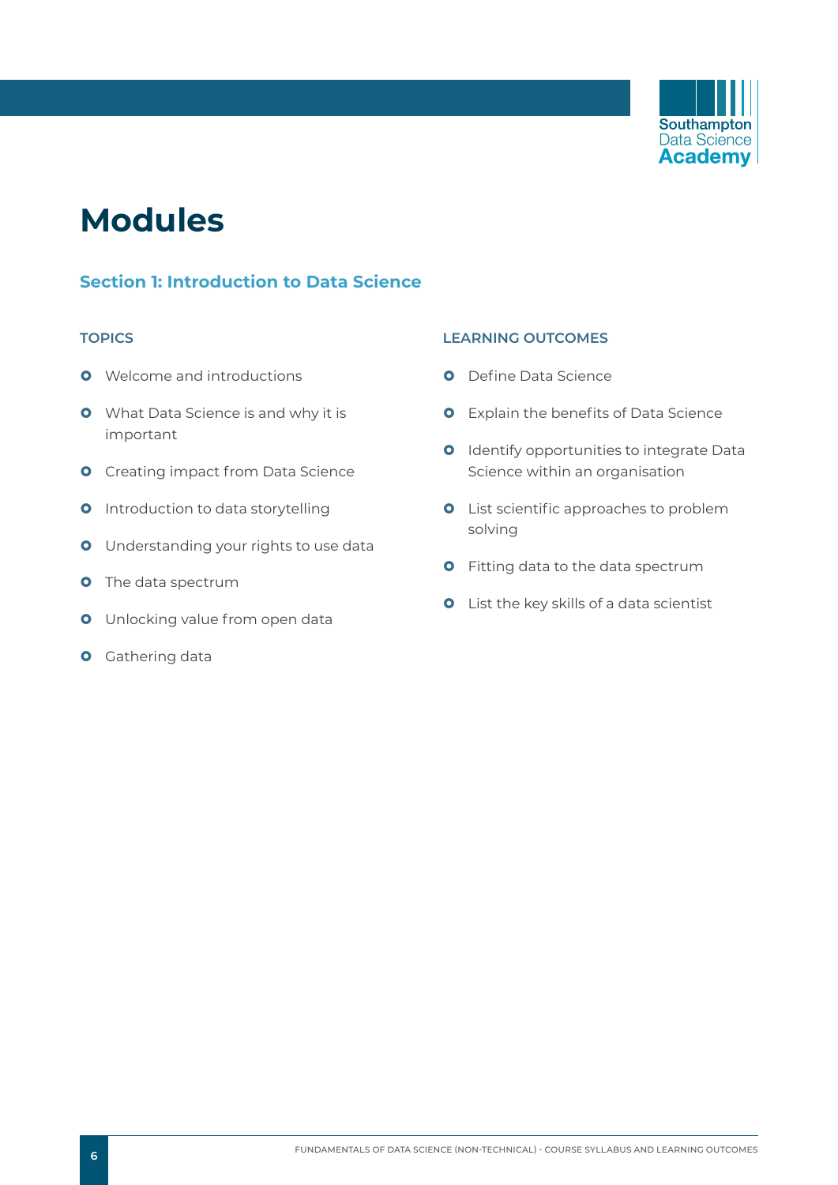# Modules

## Section 1: Introduction to Data Science

### TOPICS

- Welcome and introductions
- What Data Science is and why it is important
- Creating impact from Data Science
- Introduction to data storytelling
- Understanding your rights to use data
- The data spectrum
- Unlocking value from open data
- Gathering data

### LEARNING OUTCOMES

- Define Data Science
- Explain the benefits of Data Science
- Identify opportunities to integrate Data Science within an organisation
- List scientific approaches to problem solving
- Fitting data to the data spectrum
- List the key skills of a data scientist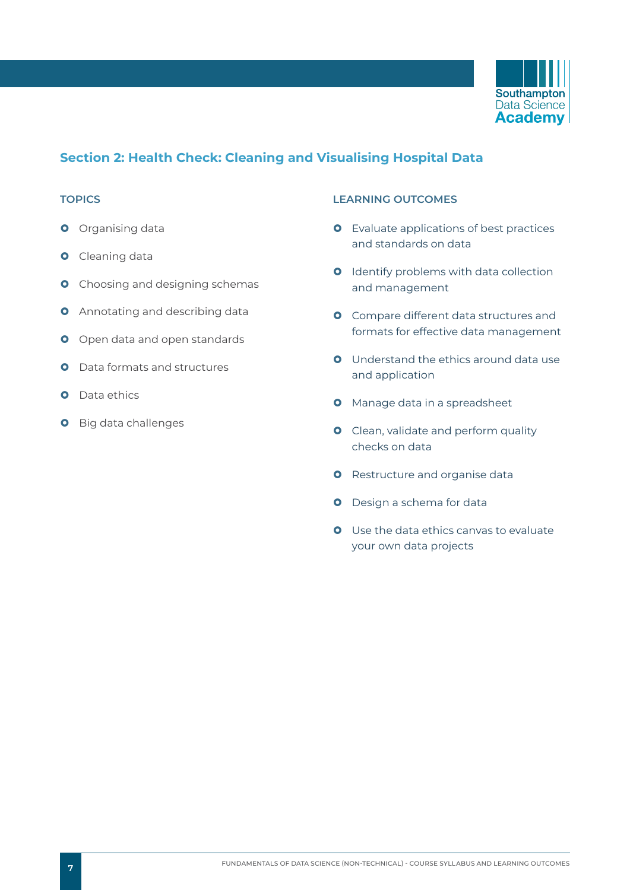## Section 2: Health Check: Cleaning and Visualising Hospital Data

### TOPICS

- Organising data
- Cleaning data
- Choosing and designing schemas
- Annotating and describing data
- Open data and open standards
- Data formats and structures
- Data ethics
- Big data challenges

### LEARNING OUTCOMES

- Evaluate applications of best practices and standards on data
- Identify problems with data collection and management
- Compare different data structures and formats for effective data management
- Understand the ethics around data use and application
- Manage data in a spreadsheet
- Clean, validate and perform quality checks on data
- Restructure and organise data
- Design a schema for data
- Use the data ethics canvas to evaluate your own data projects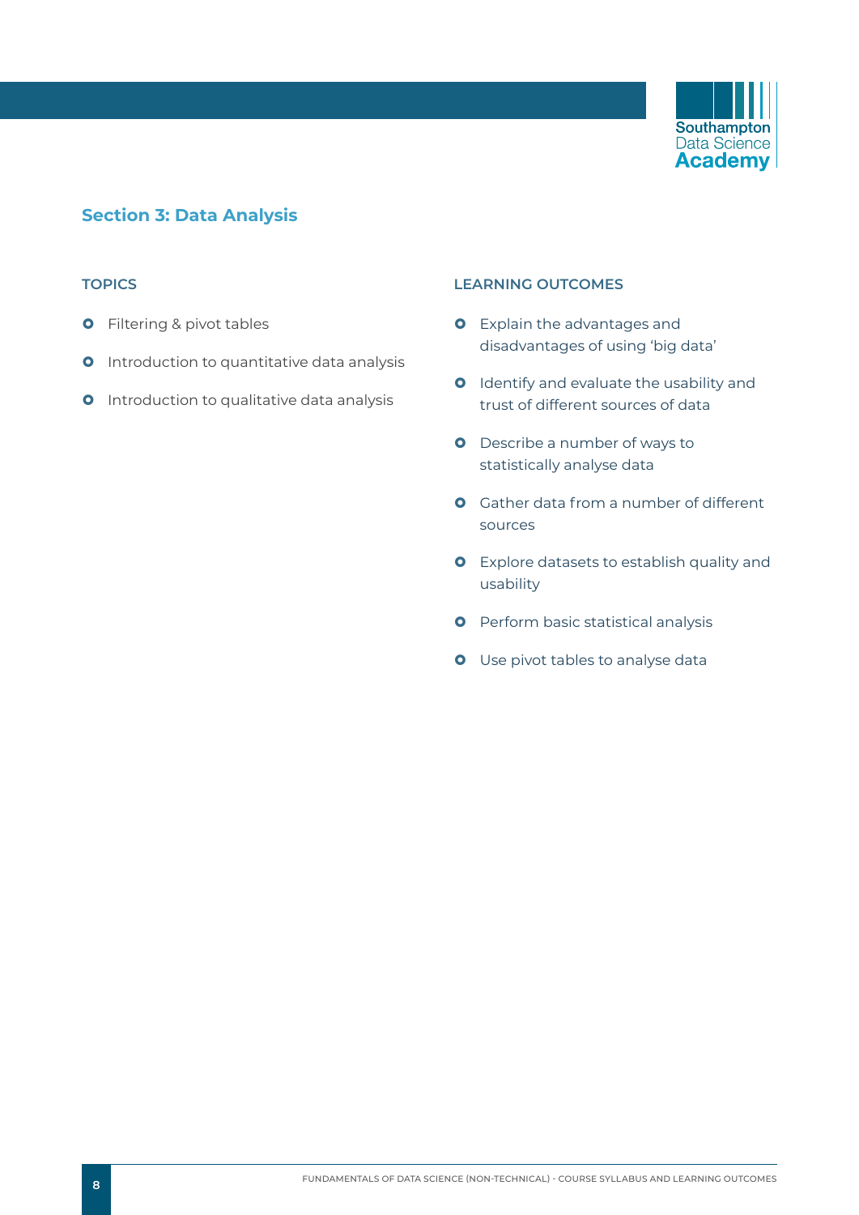## Section 3: Data Analysis

### TOPICS

- Filtering & pivot tables
- Introduction to quantitative data analysis
- Introduction to qualitative data analysis

### LEARNING OUTCOMES

- Explain the advantages and disadvantages of using 'big data'
- Identify and evaluate the usability and trust of different sources of data
- Describe a number of ways to statistically analyse data
- Gather data from a number of different sources
- Explore datasets to establish quality and usability
- Perform basic statistical analysis
- Use pivot tables to analyse data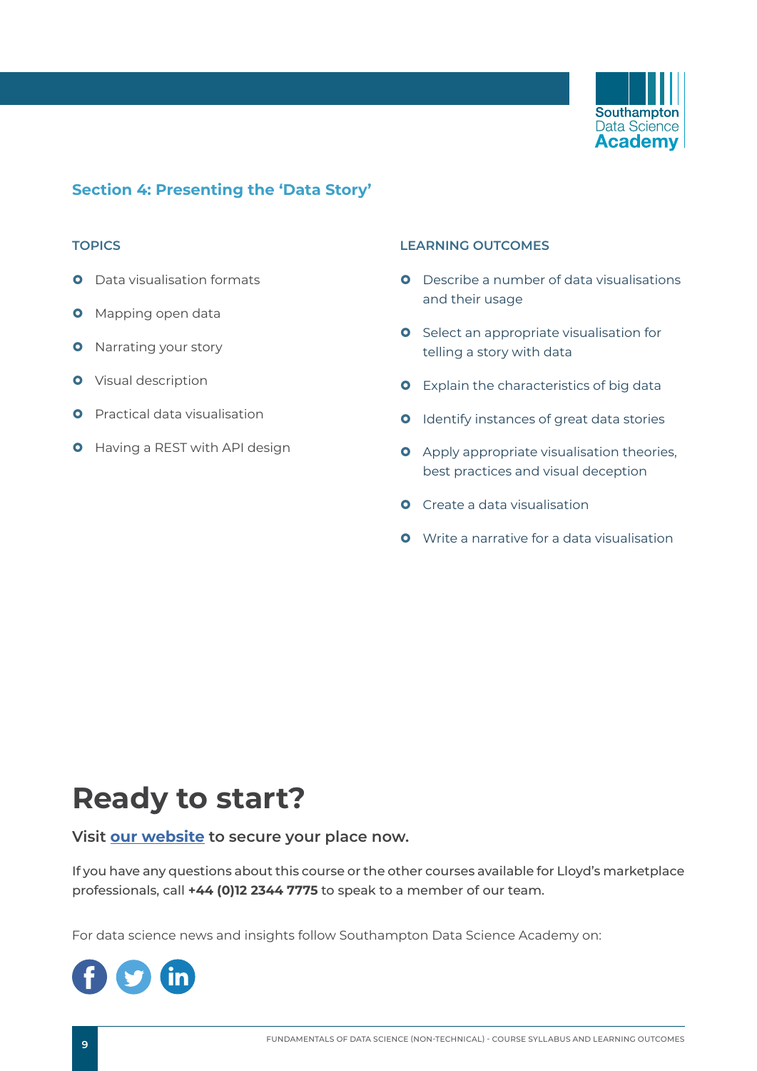## Section 4: Presenting the 'Data Story'

### TOPICS

- Data visualisation formats
- Mapping open data
- Narrating your story
- Visual description
- Practical data visualisation
- Having a REST with API design

### LEARNING OUTCOMES

- Describe a number of data visualisations and their usage
- Select an appropriate visualisation for telling a story with data
- Explain the characteristics of big data
- Identify instances of great data stories
- Apply appropriate visualisation theories, best practices and visual deception
- Create a data visualisation
- Write a narrative for a data visualisation

# Ready to start?

**Visit our website to secure your place now.**

If you have any questions about this course or the other courses available for Lloyd's marketplace professionals, call **+44 (0)12 2344 7775** to speak to a member of our team.

For data science news and insights follow Southampton Data Science Academy on: